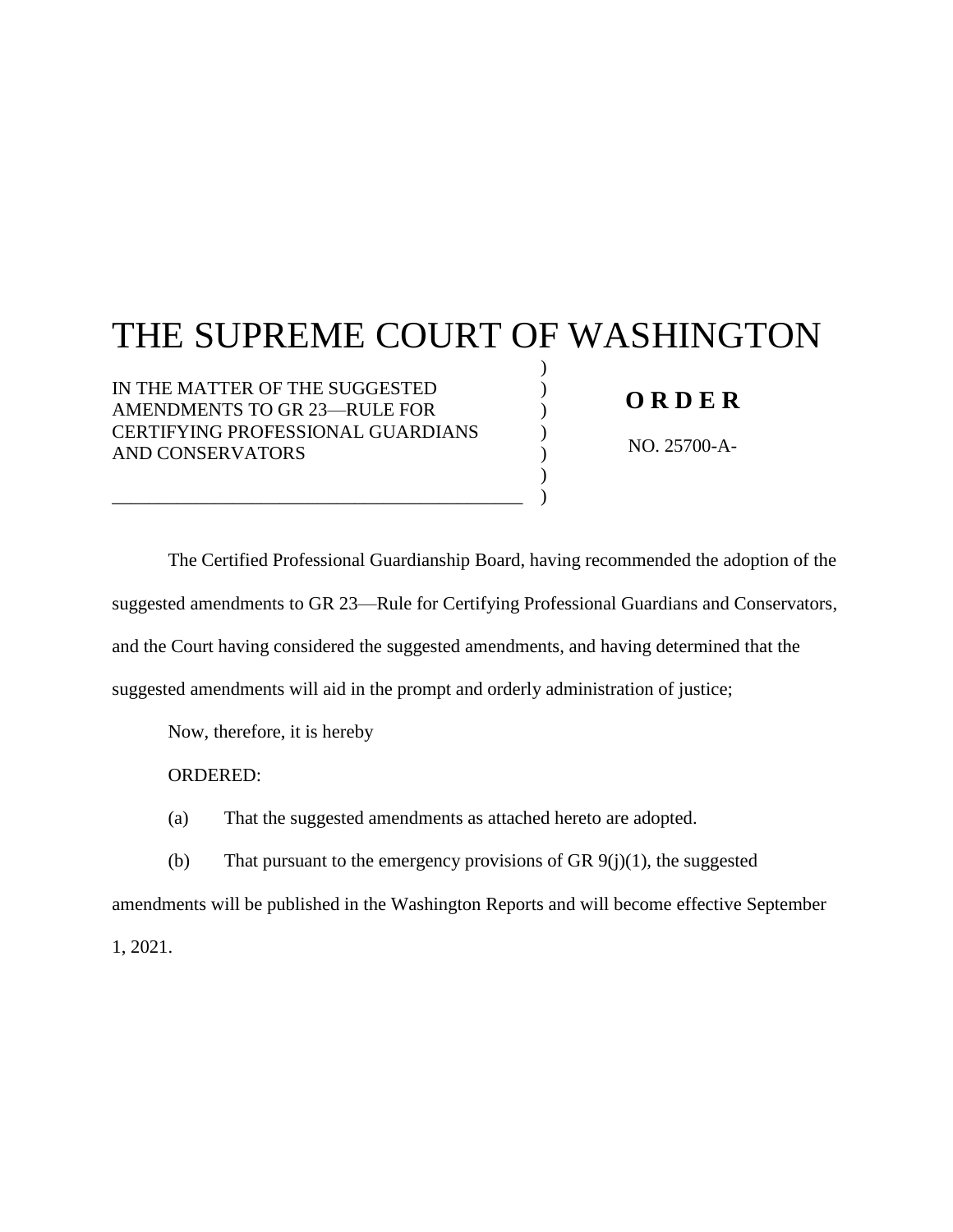# THE SUPREME COURT OF WASHINGTON

IN THE MATTER OF THE SUGGESTED AMENDMENTS TO GR 23—RULE FOR CERTIFYING PROFESSIONAL GUARDIANS AND CONSERVATORS

**O R D E R**

NO. 25700-A-

The Certified Professional Guardianship Board, having recommended the adoption of the suggested amendments to GR 23—Rule for Certifying Professional Guardians and Conservators, and the Court having considered the suggested amendments, and having determined that the suggested amendments will aid in the prompt and orderly administration of justice;

Now, therefore, it is hereby

ORDERED:

(a) That the suggested amendments as attached hereto are adopted.

(b) That pursuant to the emergency provisions of GR 9(j)(1), the suggested amendments will be published in the Washington Reports and will become effective September 1, 2021.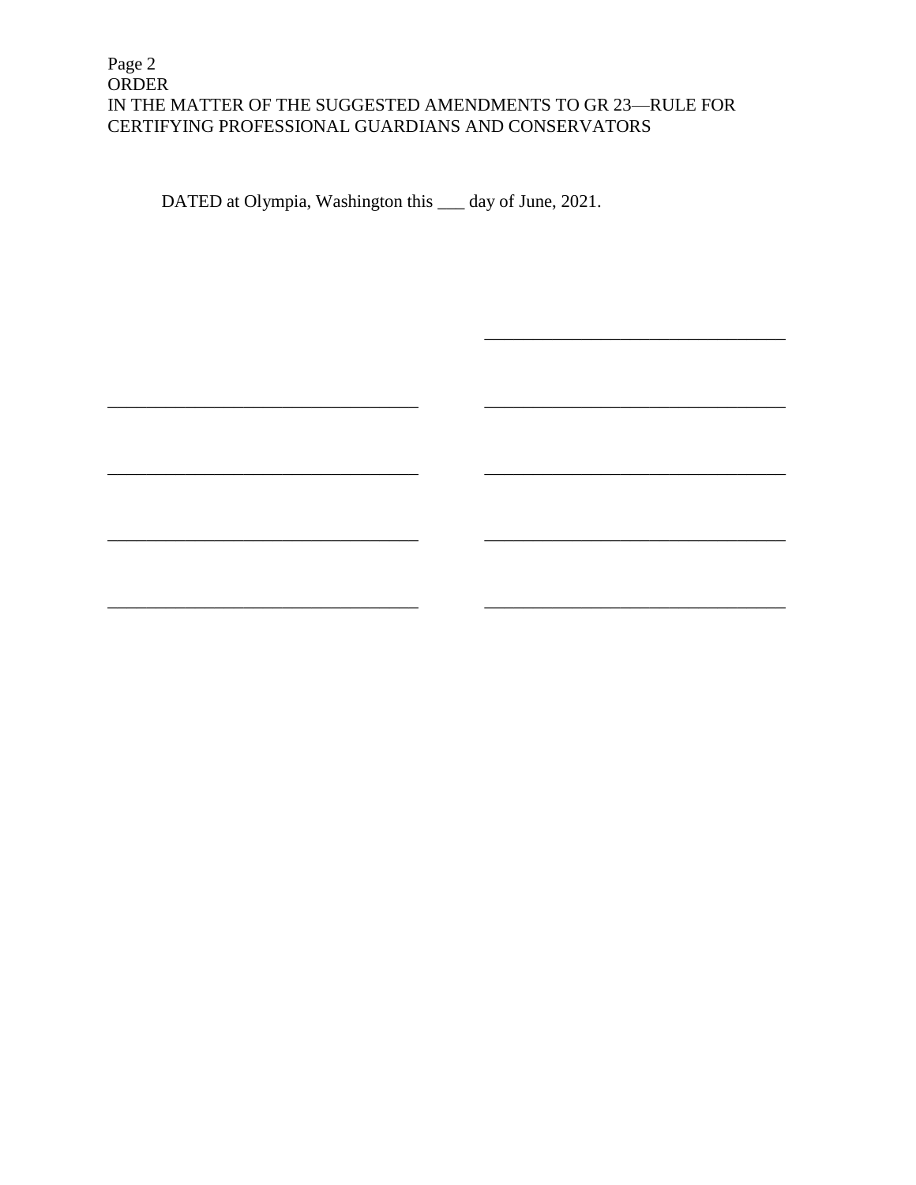DATED at Olympia, Washington this ___ day of June, 2021.

| | |
|---|---|
| | __________________________________ |
| __________________________________ | __________________________________ |
| __________________________________ | __________________________________ |
| __________________________________ | __________________________________ |
| __________________________________ | __________________________________ |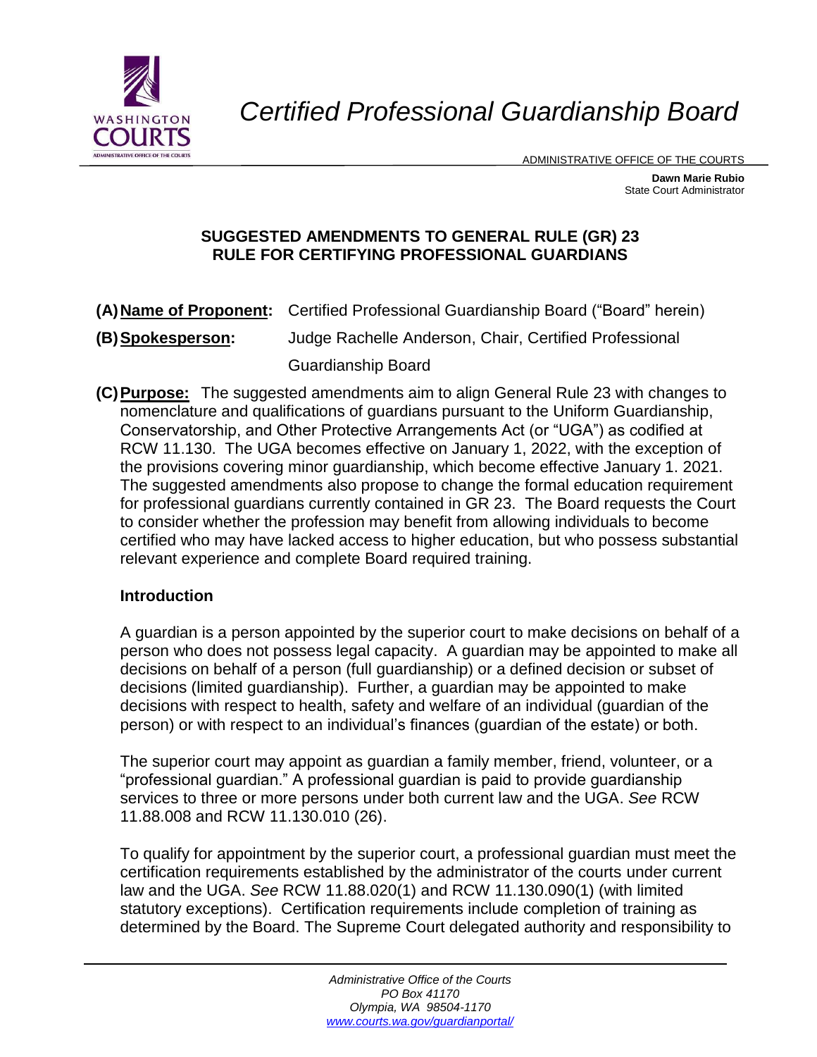# Certified Professional Guardianship Board

ADMINISTRATIVE OFFICE OF THE COURTS

**Dawn Marie Rubio**
State Court Administrator

## SUGGESTED AMENDMENTS TO GENERAL RULE (GR) 23
## RULE FOR CERTIFYING PROFESSIONAL GUARDIANS

**(A) Name of Proponent:** Certified Professional Guardianship Board ("Board" herein)

**(B) Spokesperson:** Judge Rachelle Anderson, Chair, Certified Professional Guardianship Board

**(C) Purpose:** The suggested amendments aim to align General Rule 23 with changes to nomenclature and qualifications of guardians pursuant to the Uniform Guardianship, Conservatorship, and Other Protective Arrangements Act (or "UGA") as codified at RCW 11.130. The UGA becomes effective on January 1, 2022, with the exception of the provisions covering minor guardianship, which become effective January 1. 2021. The suggested amendments also propose to change the formal education requirement for professional guardians currently contained in GR 23. The Board requests the Court to consider whether the profession may benefit from allowing individuals to become certified who may have lacked access to higher education, but who possess substantial relevant experience and complete Board required training.

### Introduction

A guardian is a person appointed by the superior court to make decisions on behalf of a person who does not possess legal capacity. A guardian may be appointed to make all decisions on behalf of a person (full guardianship) or a defined decision or subset of decisions (limited guardianship). Further, a guardian may be appointed to make decisions with respect to health, safety and welfare of an individual (guardian of the person) or with respect to an individual's finances (guardian of the estate) or both.

The superior court may appoint as guardian a family member, friend, volunteer, or a "professional guardian." A professional guardian is paid to provide guardianship services to three or more persons under both current law and the UGA. *See* RCW 11.88.008 and RCW 11.130.010 (26).

To qualify for appointment by the superior court, a professional guardian must meet the certification requirements established by the administrator of the courts under current law and the UGA. *See* RCW 11.88.020(1) and RCW 11.130.090(1) (with limited statutory exceptions). Certification requirements include completion of training as determined by the Board. The Supreme Court delegated authority and responsibility to

*Administrative Office of the Courts*
*PO Box 41170*
*Olympia, WA 98504-1170*
*www.courts.wa.gov/guardianportal/*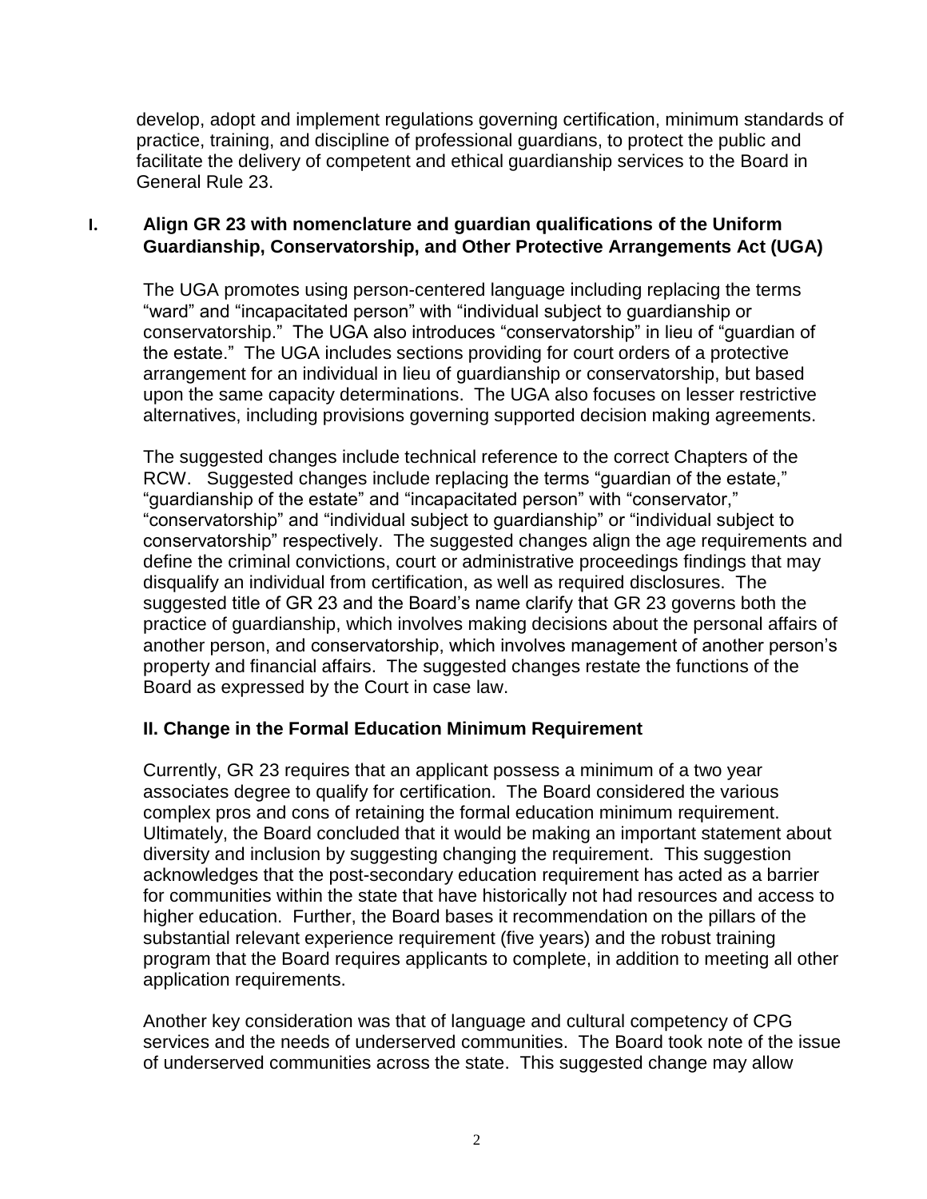develop, adopt and implement regulations governing certification, minimum standards of practice, training, and discipline of professional guardians, to protect the public and facilitate the delivery of competent and ethical guardianship services to the Board in General Rule 23.

## I. Align GR 23 with nomenclature and guardian qualifications of the Uniform Guardianship, Conservatorship, and Other Protective Arrangements Act (UGA)

The UGA promotes using person-centered language including replacing the terms "ward" and "incapacitated person" with "individual subject to guardianship or conservatorship." The UGA also introduces "conservatorship" in lieu of "guardian of the estate." The UGA includes sections providing for court orders of a protective arrangement for an individual in lieu of guardianship or conservatorship, but based upon the same capacity determinations. The UGA also focuses on lesser restrictive alternatives, including provisions governing supported decision making agreements.

The suggested changes include technical reference to the correct Chapters of the RCW. Suggested changes include replacing the terms "guardian of the estate," "guardianship of the estate" and "incapacitated person" with "conservator," "conservatorship" and "individual subject to guardianship" or "individual subject to conservatorship" respectively. The suggested changes align the age requirements and define the criminal convictions, court or administrative proceedings findings that may disqualify an individual from certification, as well as required disclosures. The suggested title of GR 23 and the Board's name clarify that GR 23 governs both the practice of guardianship, which involves making decisions about the personal affairs of another person, and conservatorship, which involves management of another person's property and financial affairs. The suggested changes restate the functions of the Board as expressed by the Court in case law.

## II. Change in the Formal Education Minimum Requirement

Currently, GR 23 requires that an applicant possess a minimum of a two year associates degree to qualify for certification. The Board considered the various complex pros and cons of retaining the formal education minimum requirement. Ultimately, the Board concluded that it would be making an important statement about diversity and inclusion by suggesting changing the requirement. This suggestion acknowledges that the post-secondary education requirement has acted as a barrier for communities within the state that have historically not had resources and access to higher education. Further, the Board bases it recommendation on the pillars of the substantial relevant experience requirement (five years) and the robust training program that the Board requires applicants to complete, in addition to meeting all other application requirements.

Another key consideration was that of language and cultural competency of CPG services and the needs of underserved communities. The Board took note of the issue of underserved communities across the state. This suggested change may allow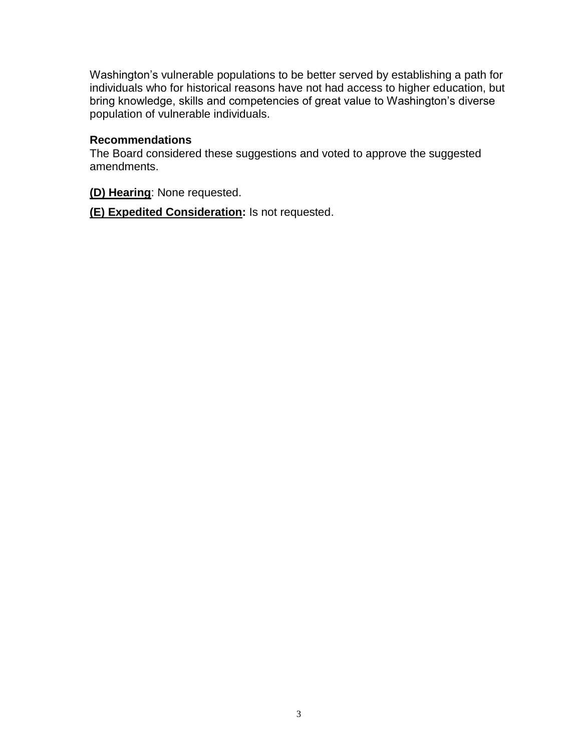Washington's vulnerable populations to be better served by establishing a path for individuals who for historical reasons have not had access to higher education, but bring knowledge, skills and competencies of great value to Washington's diverse population of vulnerable individuals.

**Recommendations**

The Board considered these suggestions and voted to approve the suggested amendments.

**(D) Hearing**: None requested.

**(E) Expedited Consideration:** Is not requested.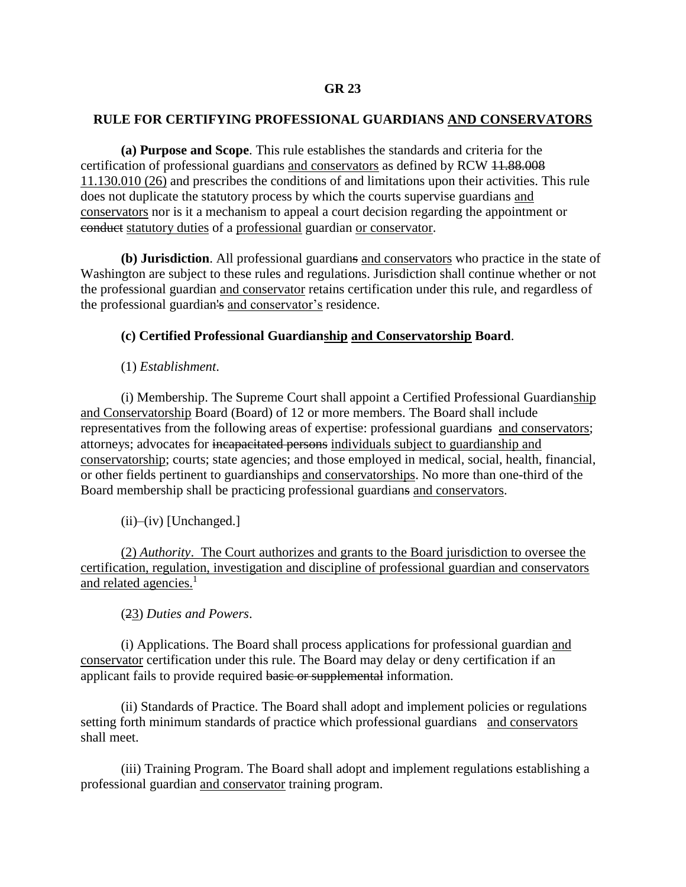**GR 23**

**RULE FOR CERTIFYING PROFESSIONAL GUARDIANS <u>AND CONSERVATORS</u>**

**(a) Purpose and Scope**. This rule establishes the standards and criteria for the certification of professional guardians <u>and conservators</u> as defined by RCW ~~11.88.008~~ <u>11.130.010 (26)</u> and prescribes the conditions of and limitations upon their activities. This rule does not duplicate the statutory process by which the courts supervise guardians <u>and conservators</u> nor is it a mechanism to appeal a court decision regarding the appointment or ~~conduct~~ <u>statutory duties</u> of a <u>professional</u> guardian <u>or conservator</u>.

**(b) Jurisdiction**. All professional guardian~~s~~ <u>and conservators</u> who practice in the state of Washington are subject to these rules and regulations. Jurisdiction shall continue whether or not the professional guardian <u>and conservator</u> retains certification under this rule, and regardless of the professional guardian~~'s~~ <u>and conservator's</u> residence.

**(c) Certified Professional Guardian<u>ship</u> <u>and Conservatorship</u> Board**.

(1) *Establishment*.

(i) Membership. The Supreme Court shall appoint a Certified Professional Guardian<u>ship and Conservatorship</u> Board (Board) of 12 or more members. The Board shall include representatives from the following areas of expertise: professional guardian~~s~~ <u>and conservators</u>; attorneys; advocates for ~~incapacitated persons~~ <u>individuals subject to guardianship and conservatorship</u>; courts; state agencies; and those employed in medical, social, health, financial, or other fields pertinent to guardianships <u>and conservatorships</u>. No more than one-third of the Board membership shall be practicing professional guardian~~s~~ <u>and conservators</u>.

(ii)–(iv) [Unchanged.]

<u>(2) *Authority*. The Court authorizes and grants to the Board jurisdiction to oversee the certification, regulation, investigation and discipline of professional guardian and conservators and related agencies.</u>[1]

(~~2~~<u>3</u>) *Duties and Powers*.

(i) Applications. The Board shall process applications for professional guardian <u>and conservator</u> certification under this rule. The Board may delay or deny certification if an applicant fails to provide required ~~basic or supplemental~~ information.

(ii) Standards of Practice. The Board shall adopt and implement policies or regulations setting forth minimum standards of practice which professional guardians <u>and conservators</u> shall meet.

(iii) Training Program. The Board shall adopt and implement regulations establishing a professional guardian <u>and conservator</u> training program.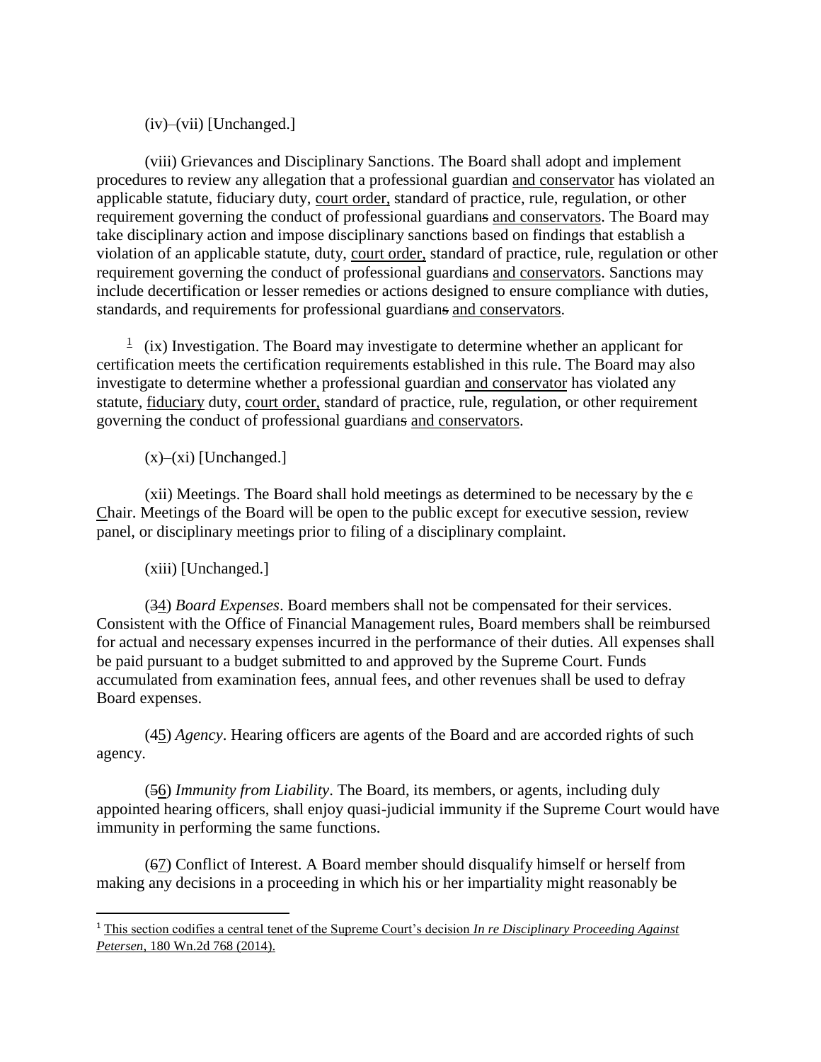(iv)–(vii) [Unchanged.]

(viii) Grievances and Disciplinary Sanctions. The Board shall adopt and implement procedures to review any allegation that a professional guardian and conservator has violated an applicable statute, fiduciary duty, court order, standard of practice, rule, regulation, or other requirement governing the conduct of professional guardians and conservators. The Board may take disciplinary action and impose disciplinary sanctions based on findings that establish a violation of an applicable statute, duty, court order, standard of practice, rule, regulation or other requirement governing the conduct of professional guardians and conservators. Sanctions may include decertification or lesser remedies or actions designed to ensure compliance with duties, standards, and requirements for professional guardians and conservators.

[1] (ix) Investigation. The Board may investigate to determine whether an applicant for certification meets the certification requirements established in this rule. The Board may also investigate to determine whether a professional guardian and conservator has violated any statute, fiduciary duty, court order, standard of practice, rule, regulation, or other requirement governing the conduct of professional guardians and conservators.

(x)–(xi) [Unchanged.]

(xii) Meetings. The Board shall hold meetings as determined to be necessary by the c Chair. Meetings of the Board will be open to the public except for executive session, review panel, or disciplinary meetings prior to filing of a disciplinary complaint.

(xiii) [Unchanged.]

(34) *Board Expenses*. Board members shall not be compensated for their services. Consistent with the Office of Financial Management rules, Board members shall be reimbursed for actual and necessary expenses incurred in the performance of their duties. All expenses shall be paid pursuant to a budget submitted to and approved by the Supreme Court. Funds accumulated from examination fees, annual fees, and other revenues shall be used to defray Board expenses.

(45) *Agency*. Hearing officers are agents of the Board and are accorded rights of such agency.

(56) *Immunity from Liability*. The Board, its members, or agents, including duly appointed hearing officers, shall enjoy quasi-judicial immunity if the Supreme Court would have immunity in performing the same functions.

(67) Conflict of Interest. A Board member should disqualify himself or herself from making any decisions in a proceeding in which his or her impartiality might reasonably be

[1] This section codifies a central tenet of the Supreme Court's decision *In re Disciplinary Proceeding Against Petersen*, 180 Wn.2d 768 (2014).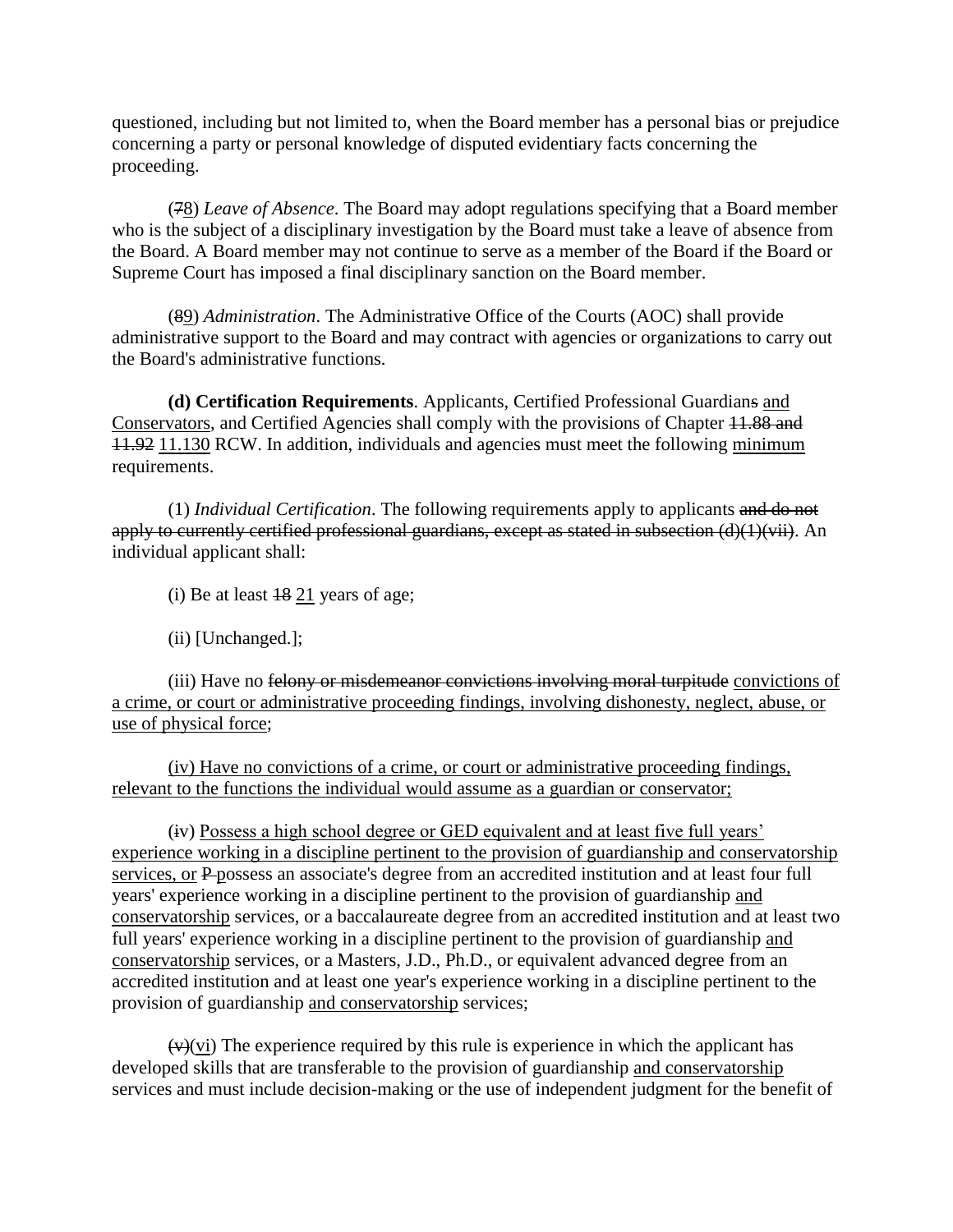questioned, including but not limited to, when the Board member has a personal bias or prejudice concerning a party or personal knowledge of disputed evidentiary facts concerning the proceeding.

(~~7~~<u>8</u>) *Leave of Absence*. The Board may adopt regulations specifying that a Board member who is the subject of a disciplinary investigation by the Board must take a leave of absence from the Board. A Board member may not continue to serve as a member of the Board if the Board or Supreme Court has imposed a final disciplinary sanction on the Board member.

(~~8~~<u>9</u>) *Administration*. The Administrative Office of the Courts (AOC) shall provide administrative support to the Board and may contract with agencies or organizations to carry out the Board's administrative functions.

**(d) Certification Requirements**. Applicants, Certified Professional Guardian~~s~~ <u>and Conservators</u>, and Certified Agencies shall comply with the provisions of Chapter ~~11.88 and 11.92~~ <u>11.130</u> RCW. In addition, individuals and agencies must meet the following <u>minimum</u> requirements.

(1) *Individual Certification*. The following requirements apply to applicants ~~and do not apply to currently certified professional guardians, except as stated in subsection (d)(1)(vii)~~. An individual applicant shall:

(i) Be at least ~~18~~ <u>21</u> years of age;

(ii) [Unchanged.];

(iii) Have no ~~felony or misdemeanor convictions involving moral turpitude~~ <u>convictions of a crime, or court or administrative proceeding findings, involving dishonesty, neglect, abuse, or use of physical force</u>;

<u>(iv) Have no convictions of a crime, or court or administrative proceeding findings, relevant to the functions the individual would assume as a guardian or conservator;</u>

(~~i~~v) <u>Possess a high school degree or GED equivalent and at least five full years' experience working in a discipline pertinent to the provision of guardianship and conservatorship services, or</u> ~~P~~ <u>p</u>ossess an associate's degree from an accredited institution and at least four full years' experience working in a discipline pertinent to the provision of guardianship <u>and conservatorship</u> services, or a baccalaureate degree from an accredited institution and at least two full years' experience working in a discipline pertinent to the provision of guardianship <u>and conservatorship</u> services, or a Masters, J.D., Ph.D., or equivalent advanced degree from an accredited institution and at least one year's experience working in a discipline pertinent to the provision of guardianship <u>and conservatorship</u> services;

~~(v)~~<u>(vi)</u> The experience required by this rule is experience in which the applicant has developed skills that are transferable to the provision of guardianship <u>and conservatorship</u> services and must include decision-making or the use of independent judgment for the benefit of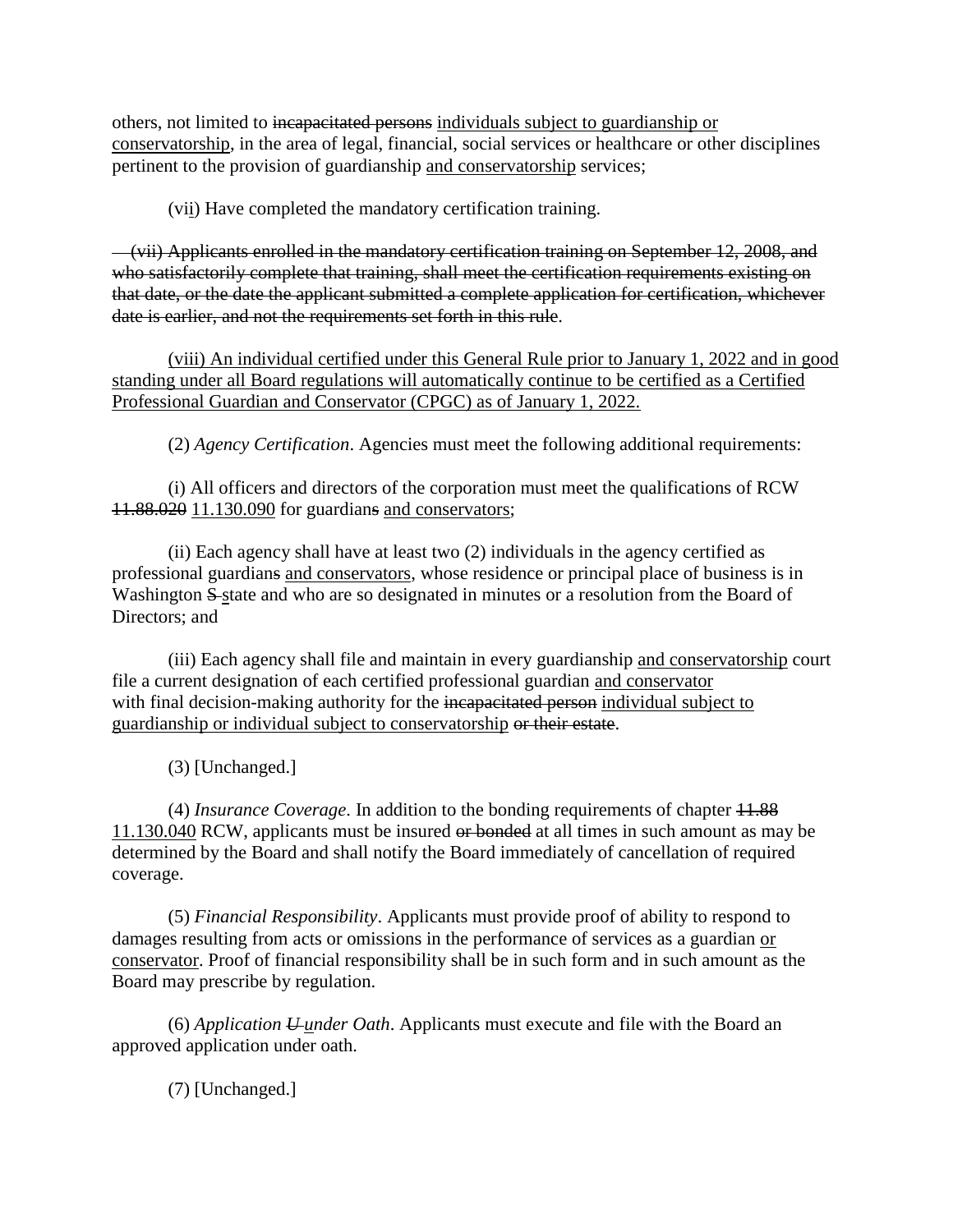others, not limited to ~~incapacitated persons~~ <u>individuals subject to guardianship or conservatorship</u>, in the area of legal, financial, social services or healthcare or other disciplines pertinent to the provision of guardianship <u>and conservatorship</u> services;

(vi<u>i</u>) Have completed the mandatory certification training.

~~(vii) Applicants enrolled in the mandatory certification training on September 12, 2008, and who satisfactorily complete that training, shall meet the certification requirements existing on that date, or the date the applicant submitted a complete application for certification, whichever date is earlier, and not the requirements set forth in this rule~~.

<u>(viii) An individual certified under this General Rule prior to January 1, 2022 and in good standing under all Board regulations will automatically continue to be certified as a Certified Professional Guardian and Conservator (CPGC) as of January 1, 2022.</u>

(2) *Agency Certification*. Agencies must meet the following additional requirements:

(i) All officers and directors of the corporation must meet the qualifications of RCW ~~11.88.020~~ <u>11.130.090</u> for guardian~~s~~ <u>and conservators</u>;

(ii) Each agency shall have at least two (2) individuals in the agency certified as professional guardian~~s~~ <u>and conservators</u>, whose residence or principal place of business is in Washington ~~S~~ <u>s</u>tate and who are so designated in minutes or a resolution from the Board of Directors; and

(iii) Each agency shall file and maintain in every guardianship <u>and conservatorship</u> court file a current designation of each certified professional guardian <u>and conservator</u> with final decision-making authority for the ~~incapacitated person~~ <u>individual subject to guardianship or individual subject to conservatorship</u> ~~or their estate~~.

(3) [Unchanged.]

(4) *Insurance Coverage*. In addition to the bonding requirements of chapter ~~11.88~~ <u>11.130.040</u> RCW, applicants must be insured ~~or bonded~~ at all times in such amount as may be determined by the Board and shall notify the Board immediately of cancellation of required coverage.

(5) *Financial Responsibility*. Applicants must provide proof of ability to respond to damages resulting from acts or omissions in the performance of services as a guardian <u>or conservator</u>. Proof of financial responsibility shall be in such form and in such amount as the Board may prescribe by regulation.

(6) *Application ~~U~~ <u>u</u>nder Oath*. Applicants must execute and file with the Board an approved application under oath.

(7) [Unchanged.]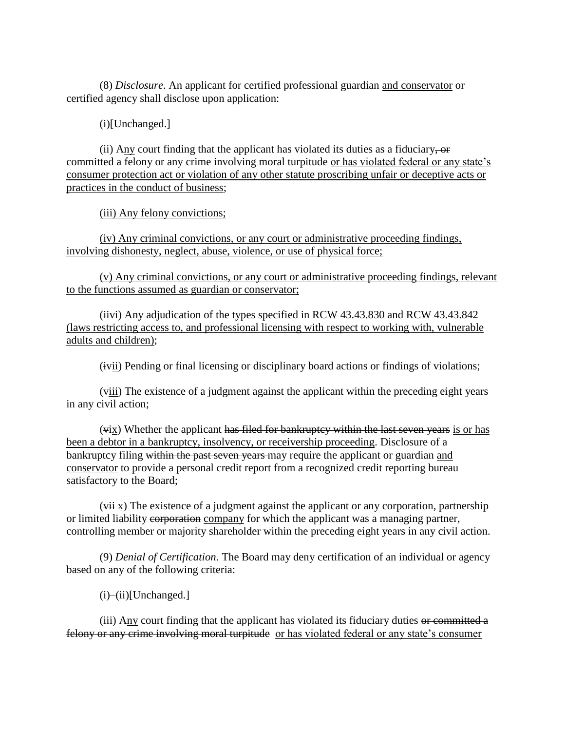(8) *Disclosure*. An applicant for certified professional guardian <u>and conservator</u> or certified agency shall disclose upon application:

(i)[Unchanged.]

(ii) A<u>ny</u> court finding that the applicant has violated its duties as a fiduciary~~, or committed a felony or any crime involving moral turpitude~~ <u>or has violated federal or any state's consumer protection act or violation of any other statute proscribing unfair or deceptive acts or practices in the conduct of business</u>;

<u>(iii) Any felony convictions;</u>

<u>(iv) Any criminal convictions, or any court or administrative proceeding findings, involving dishonesty, neglect, abuse, violence, or use of physical force;</u>

<u>(v) Any criminal convictions, or any court or administrative proceeding findings, relevant to the functions assumed as guardian or conservator;</u>

(~~ii~~<u>vi</u>) Any adjudication of the types specified in RCW 43.43.830 and RCW 43.43.842 <u>(laws restricting access to, and professional licensing with respect to working with, vulnerable adults and children)</u>;

(~~i~~v<u>ii</u>) Pending or final licensing or disciplinary board actions or findings of violations;

(v<u>iii</u>) The existence of a judgment against the applicant within the preceding eight years in any civil action;

(~~v~~i<u>x</u>) Whether the applicant ~~has filed for bankruptcy within the last seven years~~ <u>is or has been a debtor in a bankruptcy, insolvency, or receivership proceeding</u>. Disclosure of a bankruptcy filing ~~within the past seven years~~ may require the applicant or guardian <u>and conservator</u> to provide a personal credit report from a recognized credit reporting bureau satisfactory to the Board;

(~~vii~~ <u>x</u>) The existence of a judgment against the applicant or any corporation, partnership or limited liability ~~corporation~~ <u>company</u> for which the applicant was a managing partner, controlling member or majority shareholder within the preceding eight years in any civil action.

(9) *Denial of Certification*. The Board may deny certification of an individual or agency based on any of the following criteria:

(i)–(ii)[Unchanged.]

(iii) A<u>ny</u> court finding that the applicant has violated its fiduciary duties ~~or committed a felony or any crime involving moral turpitude~~ <u>or has violated federal or any state's consumer</u>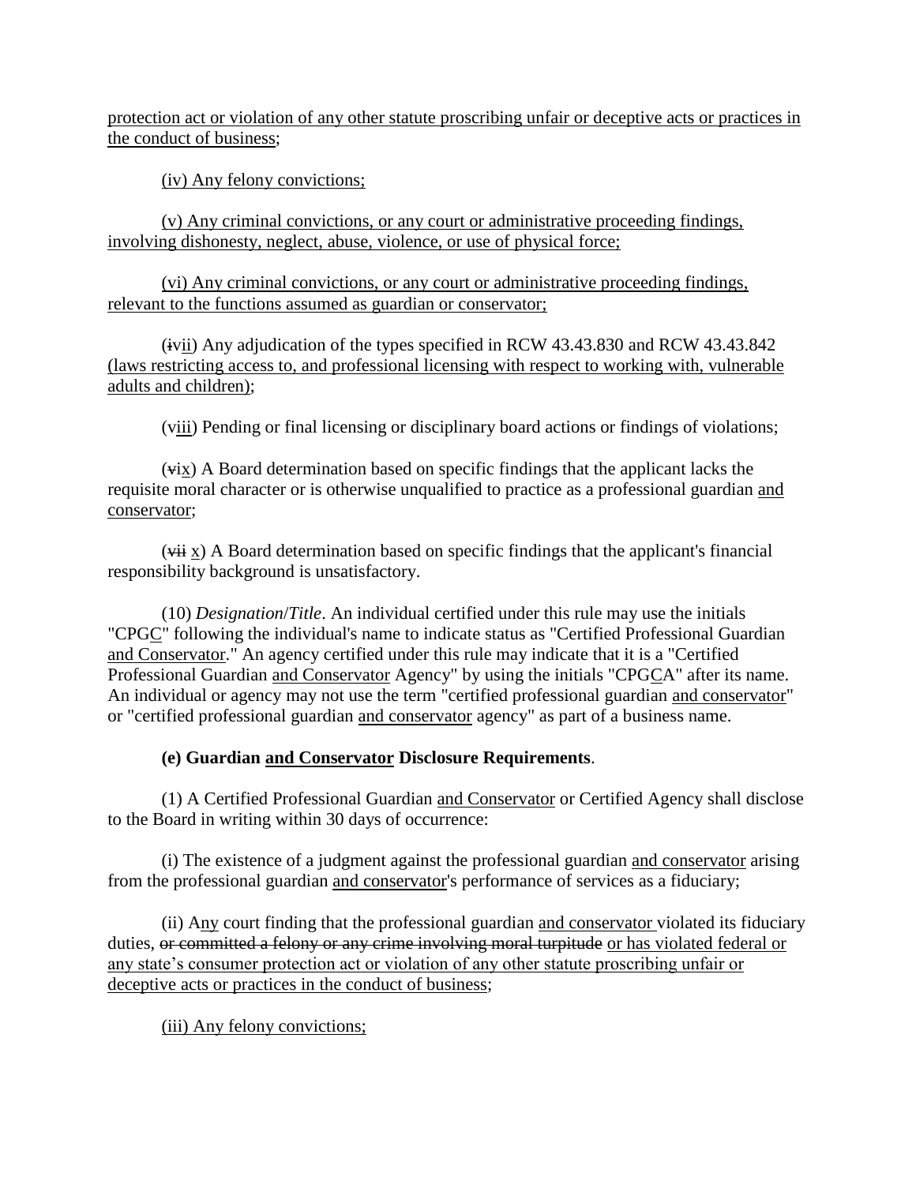protection act or violation of any other statute proscribing unfair or deceptive acts or practices in the conduct of business;

(iv) Any felony convictions;

(v) Any criminal convictions, or any court or administrative proceeding findings, involving dishonesty, neglect, abuse, violence, or use of physical force;

(vi) Any criminal convictions, or any court or administrative proceeding findings, relevant to the functions assumed as guardian or conservator;

(~~i~~vii) Any adjudication of the types specified in RCW 43.43.830 and RCW 43.43.842 (laws restricting access to, and professional licensing with respect to working with, vulnerable adults and children);

(viii) Pending or final licensing or disciplinary board actions or findings of violations;

(~~vi~~x) A Board determination based on specific findings that the applicant lacks the requisite moral character or is otherwise unqualified to practice as a professional guardian and conservator;

(~~vii~~ x) A Board determination based on specific findings that the applicant's financial responsibility background is unsatisfactory.

(10) *Designation/Title*. An individual certified under this rule may use the initials "CPGC" following the individual's name to indicate status as "Certified Professional Guardian and Conservator." An agency certified under this rule may indicate that it is a "Certified Professional Guardian and Conservator Agency" by using the initials "CPGCA" after its name. An individual or agency may not use the term "certified professional guardian and conservator" or "certified professional guardian and conservator agency" as part of a business name.

**(e) Guardian and Conservator Disclosure Requirements**.

(1) A Certified Professional Guardian and Conservator or Certified Agency shall disclose to the Board in writing within 30 days of occurrence:

(i) The existence of a judgment against the professional guardian and conservator arising from the professional guardian and conservator's performance of services as a fiduciary;

(ii) Any court finding that the professional guardian and conservator violated its fiduciary duties, ~~or committed a felony or any crime involving moral turpitude~~ or has violated federal or any state's consumer protection act or violation of any other statute proscribing unfair or deceptive acts or practices in the conduct of business;

(iii) Any felony convictions;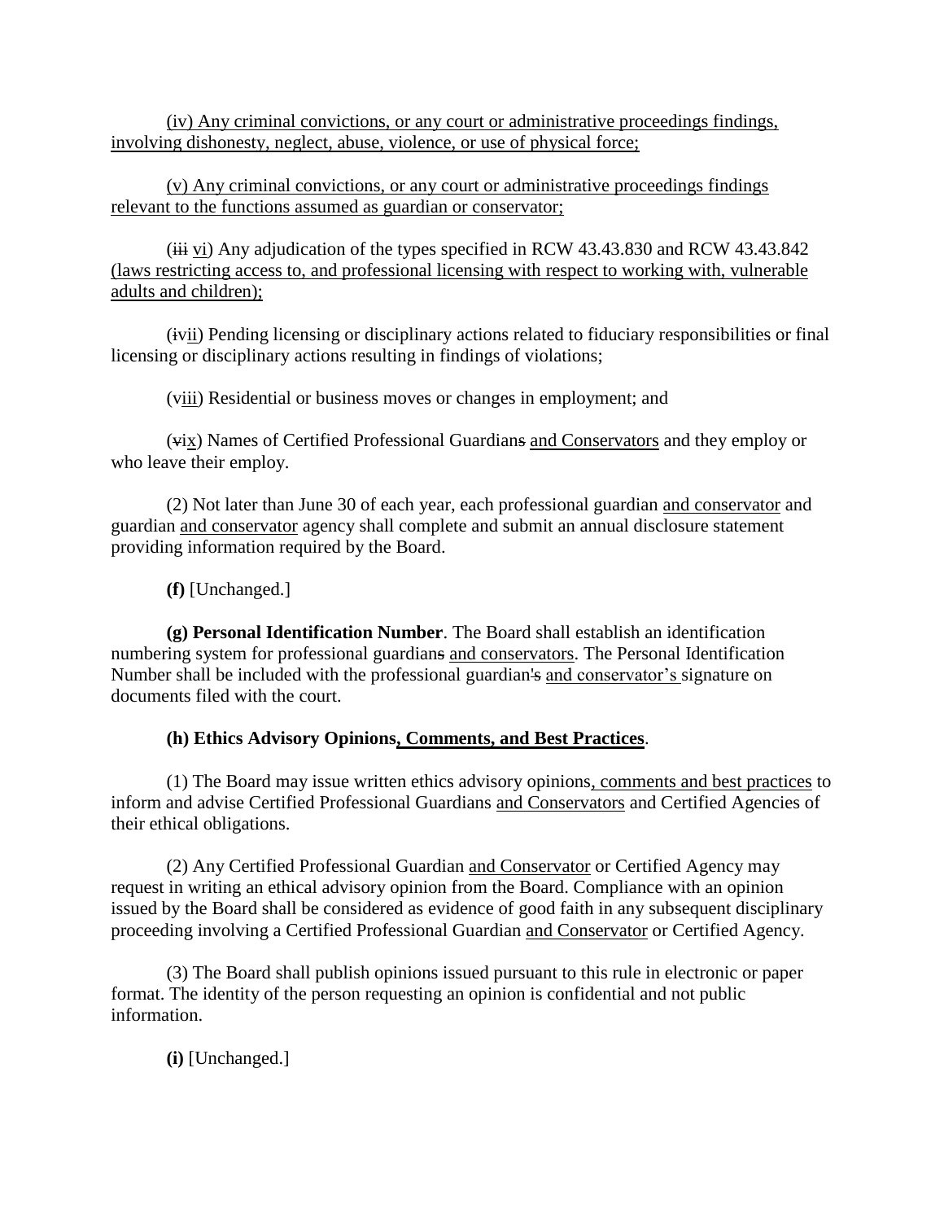(iv) Any criminal convictions, or any court or administrative proceedings findings, involving dishonesty, neglect, abuse, violence, or use of physical force;

(v) Any criminal convictions, or any court or administrative proceedings findings relevant to the functions assumed as guardian or conservator;

(~~iii~~ vi) Any adjudication of the types specified in RCW 43.43.830 and RCW 43.43.842 (laws restricting access to, and professional licensing with respect to working with, vulnerable adults and children);

(~~i~~vii) Pending licensing or disciplinary actions related to fiduciary responsibilities or final licensing or disciplinary actions resulting in findings of violations;

(viii) Residential or business moves or changes in employment; and

(~~v~~ix) Names of Certified Professional Guardian~~s~~ and Conservators and they employ or who leave their employ.

(2) Not later than June 30 of each year, each professional guardian and conservator and guardian and conservator agency shall complete and submit an annual disclosure statement providing information required by the Board.

**(f)** [Unchanged.]

**(g) Personal Identification Number**. The Board shall establish an identification numbering system for professional guardian~~s~~ and conservators. The Personal Identification Number shall be included with the professional guardian~~'s~~ and conservator's signature on documents filed with the court.

**(h) Ethics Advisory Opinions, Comments, and Best Practices**.

(1) The Board may issue written ethics advisory opinions, comments and best practices to inform and advise Certified Professional Guardians and Conservators and Certified Agencies of their ethical obligations.

(2) Any Certified Professional Guardian and Conservator or Certified Agency may request in writing an ethical advisory opinion from the Board. Compliance with an opinion issued by the Board shall be considered as evidence of good faith in any subsequent disciplinary proceeding involving a Certified Professional Guardian and Conservator or Certified Agency.

(3) The Board shall publish opinions issued pursuant to this rule in electronic or paper format. The identity of the person requesting an opinion is confidential and not public information.

**(i)** [Unchanged.]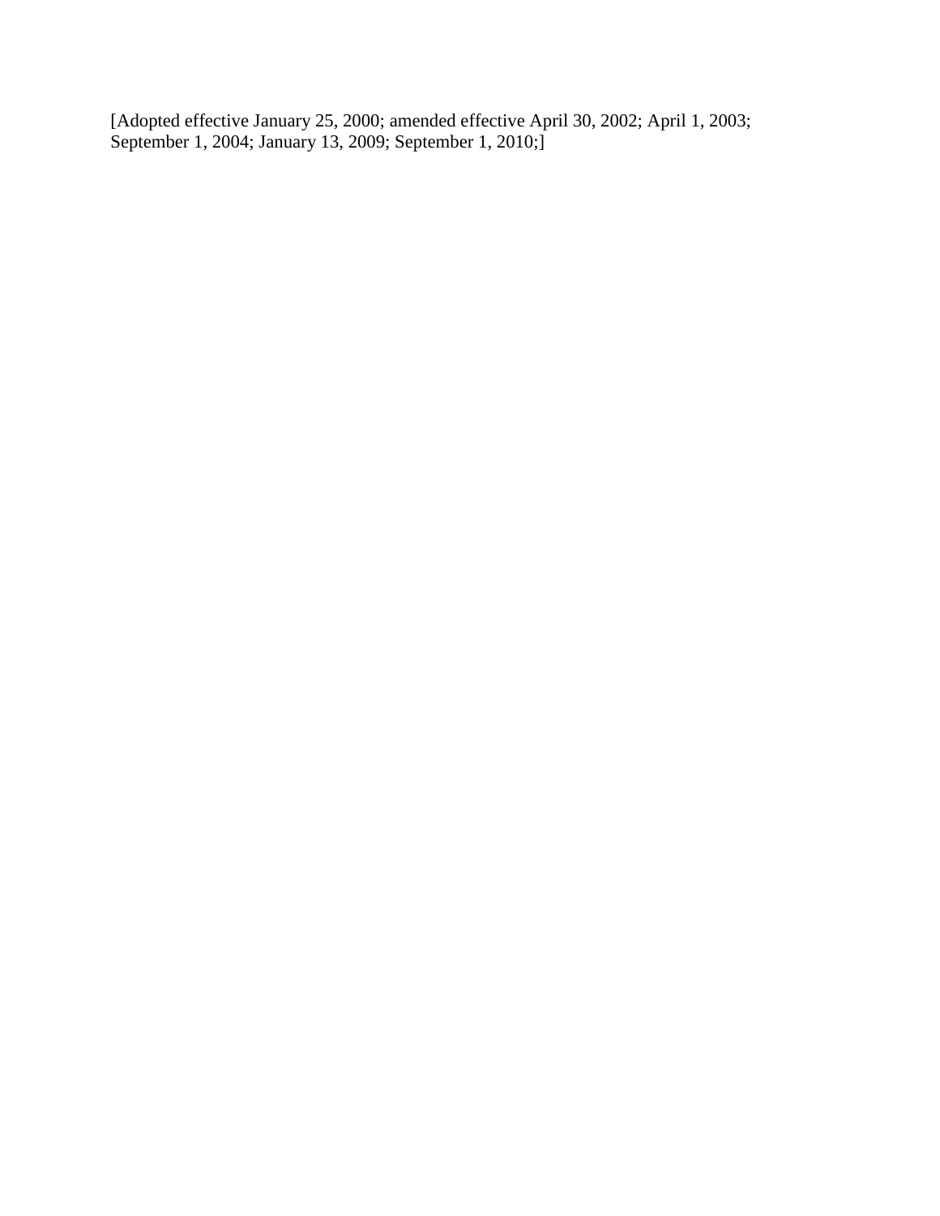[Adopted effective January 25, 2000; amended effective April 30, 2002; April 1, 2003; September 1, 2004; January 13, 2009; September 1, 2010;]